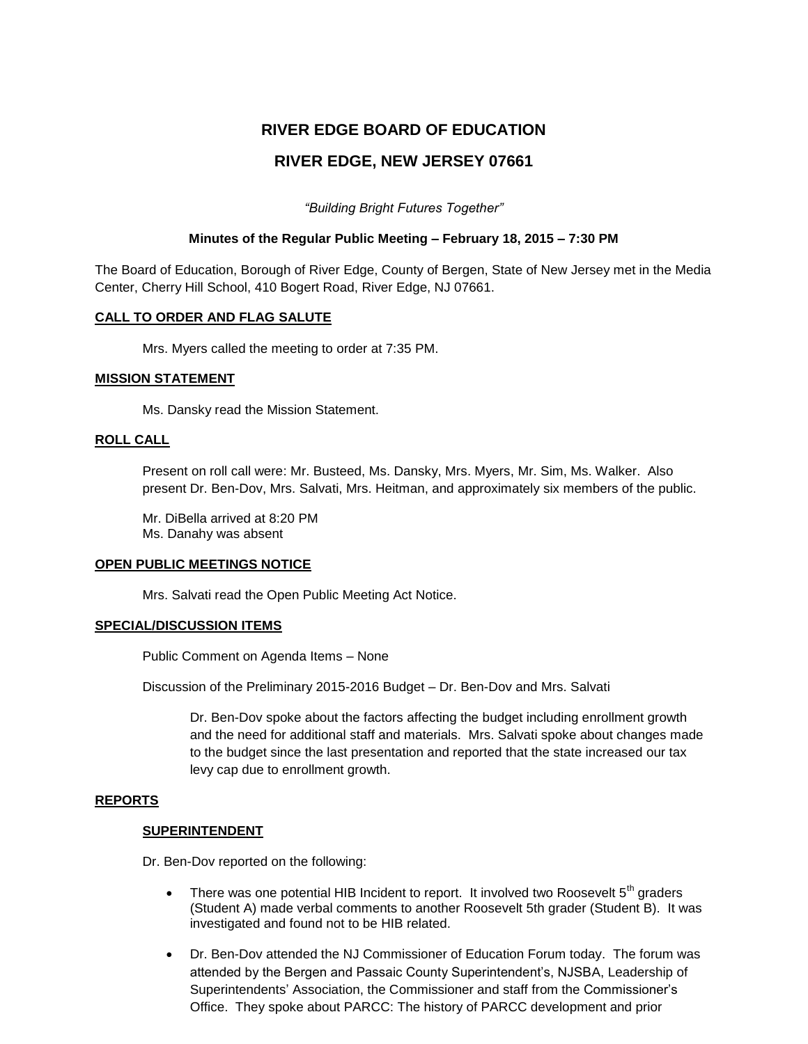# RIVER EDGE BOARD OF EDUCATION

# RIVER EDGE, NEW JERSEY 07661

*"Building Bright Futures Together"*

**Minutes of the Regular Public Meeting – February 18, 2015 – 7:30 PM**

The Board of Education, Borough of River Edge, County of Bergen, State of New Jersey met in the Media Center, Cherry Hill School, 410 Bogert Road, River Edge, NJ 07661.

## CALL TO ORDER AND FLAG SALUTE

Mrs. Myers called the meeting to order at 7:35 PM.

## MISSION STATEMENT

Ms. Dansky read the Mission Statement.

## ROLL CALL

Present on roll call were: Mr. Busteed, Ms. Dansky, Mrs. Myers, Mr. Sim, Ms. Walker. Also present Dr. Ben-Dov, Mrs. Salvati, Mrs. Heitman, and approximately six members of the public.

Mr. DiBella arrived at 8:20 PM
Ms. Danahy was absent

## OPEN PUBLIC MEETINGS NOTICE

Mrs. Salvati read the Open Public Meeting Act Notice.

## SPECIAL/DISCUSSION ITEMS

Public Comment on Agenda Items – None

Discussion of the Preliminary 2015-2016 Budget – Dr. Ben-Dov and Mrs. Salvati

> Dr. Ben-Dov spoke about the factors affecting the budget including enrollment growth and the need for additional staff and materials. Mrs. Salvati spoke about changes made to the budget since the last presentation and reported that the state increased our tax levy cap due to enrollment growth.

## REPORTS

### SUPERINTENDENT

Dr. Ben-Dov reported on the following:

- There was one potential HIB Incident to report. It involved two Roosevelt 5th graders (Student A) made verbal comments to another Roosevelt 5th grader (Student B). It was investigated and found not to be HIB related.
- Dr. Ben-Dov attended the NJ Commissioner of Education Forum today. The forum was attended by the Bergen and Passaic County Superintendent's, NJSBA, Leadership of Superintendents' Association, the Commissioner and staff from the Commissioner's Office. They spoke about PARCC: The history of PARCC development and prior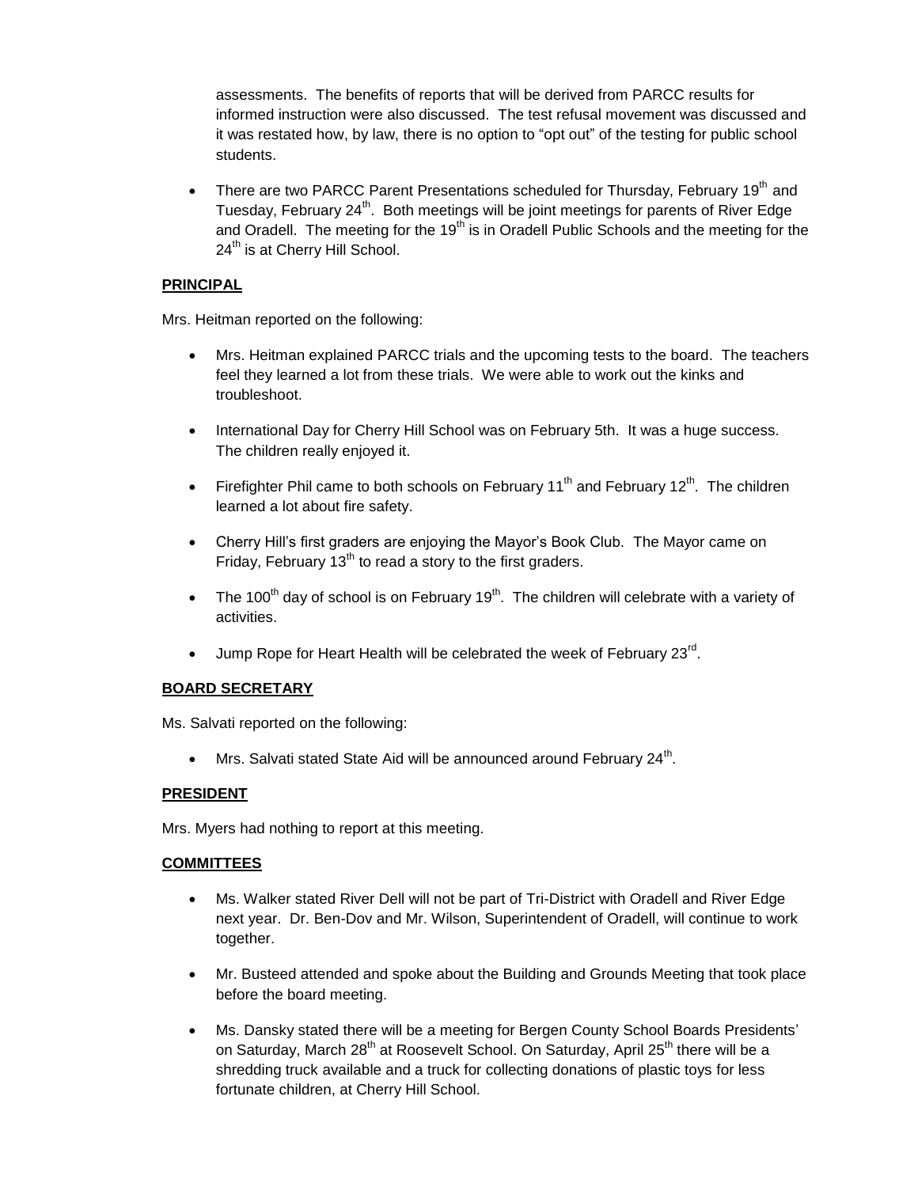assessments. The benefits of reports that will be derived from PARCC results for informed instruction were also discussed. The test refusal movement was discussed and it was restated how, by law, there is no option to "opt out" of the testing for public school students.

- There are two PARCC Parent Presentations scheduled for Thursday, February 19th and Tuesday, February 24th. Both meetings will be joint meetings for parents of River Edge and Oradell. The meeting for the 19th is in Oradell Public Schools and the meeting for the 24th is at Cherry Hill School.

**PRINCIPAL**

Mrs. Heitman reported on the following:

- Mrs. Heitman explained PARCC trials and the upcoming tests to the board. The teachers feel they learned a lot from these trials. We were able to work out the kinks and troubleshoot.
- International Day for Cherry Hill School was on February 5th. It was a huge success. The children really enjoyed it.
- Firefighter Phil came to both schools on February 11th and February 12th. The children learned a lot about fire safety.
- Cherry Hill's first graders are enjoying the Mayor's Book Club. The Mayor came on Friday, February 13th to read a story to the first graders.
- The 100th day of school is on February 19th. The children will celebrate with a variety of activities.
- Jump Rope for Heart Health will be celebrated the week of February 23rd.

**BOARD SECRETARY**

Ms. Salvati reported on the following:

- Mrs. Salvati stated State Aid will be announced around February 24th.

**PRESIDENT**

Mrs. Myers had nothing to report at this meeting.

**COMMITTEES**

- Ms. Walker stated River Dell will not be part of Tri-District with Oradell and River Edge next year. Dr. Ben-Dov and Mr. Wilson, Superintendent of Oradell, will continue to work together.
- Mr. Busteed attended and spoke about the Building and Grounds Meeting that took place before the board meeting.
- Ms. Dansky stated there will be a meeting for Bergen County School Boards Presidents' on Saturday, March 28th at Roosevelt School. On Saturday, April 25th there will be a shredding truck available and a truck for collecting donations of plastic toys for less fortunate children, at Cherry Hill School.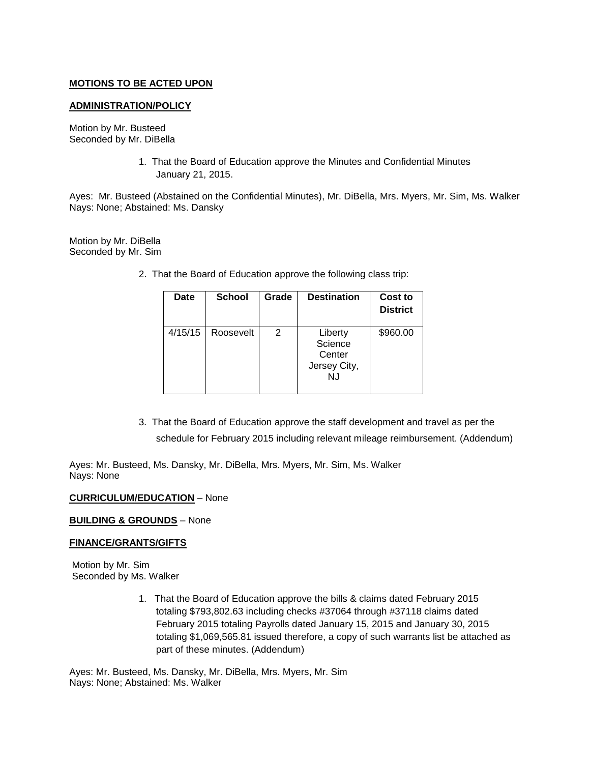**MOTIONS TO BE ACTED UPON**

**ADMINISTRATION/POLICY**

Motion by Mr. Busteed
Seconded by Mr. DiBella

1. That the Board of Education approve the Minutes and Confidential Minutes January 21, 2015.

Ayes: Mr. Busteed (Abstained on the Confidential Minutes), Mr. DiBella, Mrs. Myers, Mr. Sim, Ms. Walker
Nays: None; Abstained: Ms. Dansky

Motion by Mr. DiBella
Seconded by Mr. Sim

2. That the Board of Education approve the following class trip:

| Date | School | Grade | Destination | Cost to District |
|---|---|---|---|---|
| 4/15/15 | Roosevelt | 2 | Liberty Science Center Jersey City, NJ | $960.00 |

3. That the Board of Education approve the staff development and travel as per the schedule for February 2015 including relevant mileage reimbursement. (Addendum)

Ayes: Mr. Busteed, Ms. Dansky, Mr. DiBella, Mrs. Myers, Mr. Sim, Ms. Walker
Nays: None

**CURRICULUM/EDUCATION** – None

**BUILDING & GROUNDS** – None

**FINANCE/GRANTS/GIFTS**

Motion by Mr. Sim
Seconded by Ms. Walker

1. That the Board of Education approve the bills & claims dated February 2015 totaling $793,802.63 including checks #37064 through #37118 claims dated February 2015 totaling Payrolls dated January 15, 2015 and January 30, 2015 totaling $1,069,565.81 issued therefore, a copy of such warrants list be attached as part of these minutes. (Addendum)

Ayes: Mr. Busteed, Ms. Dansky, Mr. DiBella, Mrs. Myers, Mr. Sim
Nays: None; Abstained: Ms. Walker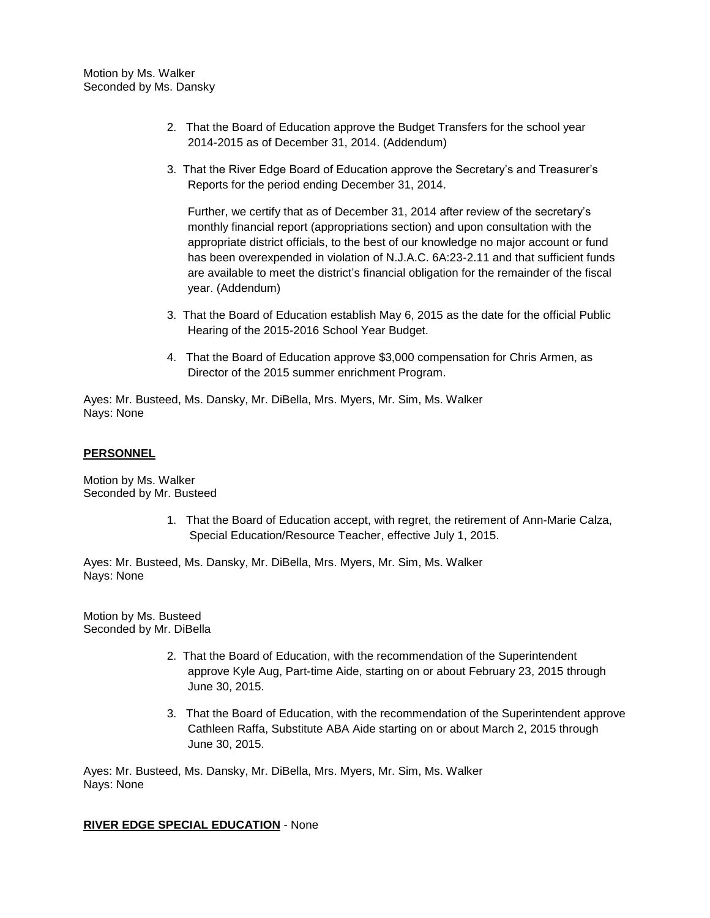Motion by Ms. Walker
Seconded by Ms. Dansky

2. That the Board of Education approve the Budget Transfers for the school year 2014-2015 as of December 31, 2014. (Addendum)

3. That the River Edge Board of Education approve the Secretary's and Treasurer's Reports for the period ending December 31, 2014.

   Further, we certify that as of December 31, 2014 after review of the secretary's monthly financial report (appropriations section) and upon consultation with the appropriate district officials, to the best of our knowledge no major account or fund has been overexpended in violation of N.J.A.C. 6A:23-2.11 and that sufficient funds are available to meet the district's financial obligation for the remainder of the fiscal year. (Addendum)

3. That the Board of Education establish May 6, 2015 as the date for the official Public Hearing of the 2015-2016 School Year Budget.

4. That the Board of Education approve $3,000 compensation for Chris Armen, as Director of the 2015 summer enrichment Program.

Ayes: Mr. Busteed, Ms. Dansky, Mr. DiBella, Mrs. Myers, Mr. Sim, Ms. Walker
Nays: None

**PERSONNEL**

Motion by Ms. Walker
Seconded by Mr. Busteed

1. That the Board of Education accept, with regret, the retirement of Ann-Marie Calza, Special Education/Resource Teacher, effective July 1, 2015.

Ayes: Mr. Busteed, Ms. Dansky, Mr. DiBella, Mrs. Myers, Mr. Sim, Ms. Walker
Nays: None

Motion by Ms. Busteed
Seconded by Mr. DiBella

2. That the Board of Education, with the recommendation of the Superintendent approve Kyle Aug, Part-time Aide, starting on or about February 23, 2015 through June 30, 2015.

3. That the Board of Education, with the recommendation of the Superintendent approve Cathleen Raffa, Substitute ABA Aide starting on or about March 2, 2015 through June 30, 2015.

Ayes: Mr. Busteed, Ms. Dansky, Mr. DiBella, Mrs. Myers, Mr. Sim, Ms. Walker
Nays: None

**RIVER EDGE SPECIAL EDUCATION** - None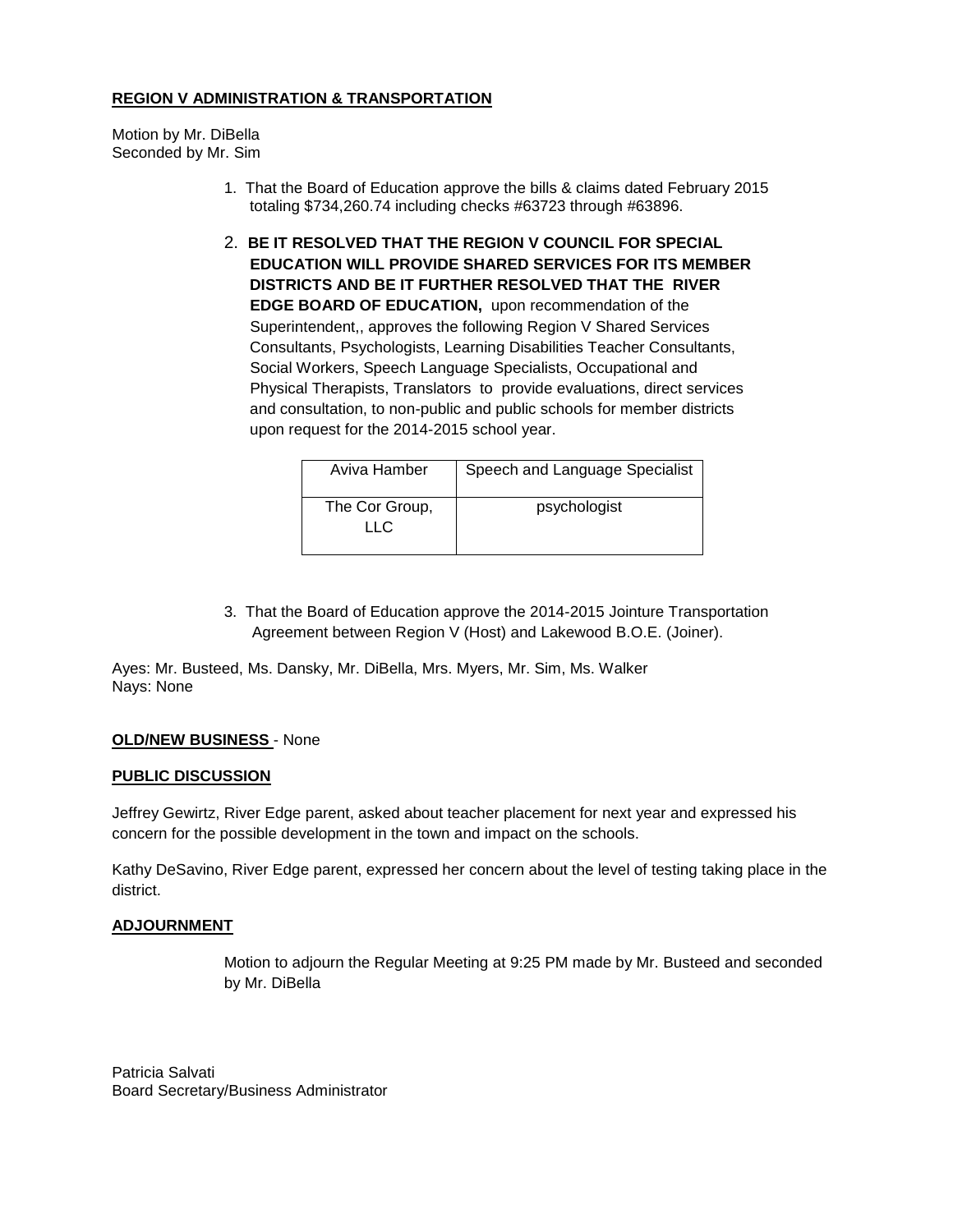**REGION V ADMINISTRATION & TRANSPORTATION**

Motion by Mr. DiBella
Seconded by Mr. Sim

1. That the Board of Education approve the bills & claims dated February 2015 totaling $734,260.74 including checks #63723 through #63896.

2. **BE IT RESOLVED THAT THE REGION V COUNCIL FOR SPECIAL EDUCATION WILL PROVIDE SHARED SERVICES FOR ITS MEMBER DISTRICTS AND BE IT FURTHER RESOLVED THAT THE RIVER EDGE BOARD OF EDUCATION,** upon recommendation of the Superintendent,, approves the following Region V Shared Services Consultants, Psychologists, Learning Disabilities Teacher Consultants, Social Workers, Speech Language Specialists, Occupational and Physical Therapists, Translators to provide evaluations, direct services and consultation, to non-public and public schools for member districts upon request for the 2014-2015 school year.

| | |
|---|---|
| Aviva Hamber | Speech and Language Specialist |
| The Cor Group, LLC | psychologist |

3. That the Board of Education approve the 2014-2015 Jointure Transportation Agreement between Region V (Host) and Lakewood B.O.E. (Joiner).

Ayes: Mr. Busteed, Ms. Dansky, Mr. DiBella, Mrs. Myers, Mr. Sim, Ms. Walker
Nays: None

**OLD/NEW BUSINESS** - None

**PUBLIC DISCUSSION**

Jeffrey Gewirtz, River Edge parent, asked about teacher placement for next year and expressed his concern for the possible development in the town and impact on the schools.

Kathy DeSavino, River Edge parent, expressed her concern about the level of testing taking place in the district.

**ADJOURNMENT**

Motion to adjourn the Regular Meeting at 9:25 PM made by Mr. Busteed and seconded by Mr. DiBella

Patricia Salvati
Board Secretary/Business Administrator